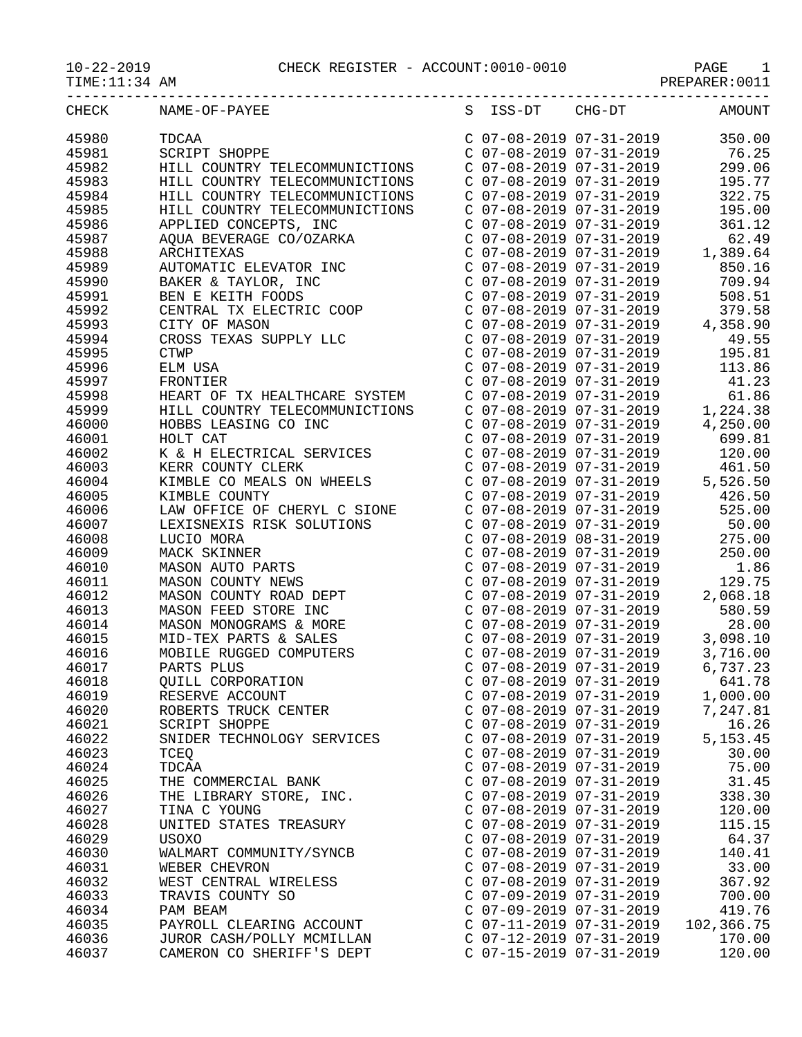10-22-2019 CHECK REGISTER - ACCOUNT:0010-0010
TIME:11:34 AM PREPARER:0011

| CHECK | NAME-OF-PAYEE | S | ISS-DT | CHG-DT | AMOUNT |
|---|---|---|---|---|---|
| 45980 | TDCAA | C | 07-08-2019 | 07-31-2019 | 350.00 |
| 45981 | SCRIPT SHOPPE | C | 07-08-2019 | 07-31-2019 | 76.25 |
| 45982 | HILL COUNTRY TELECOMMUNICTIONS | C | 07-08-2019 | 07-31-2019 | 299.06 |
| 45983 | HILL COUNTRY TELECOMMUNICTIONS | C | 07-08-2019 | 07-31-2019 | 195.77 |
| 45984 | HILL COUNTRY TELECOMMUNICTIONS | C | 07-08-2019 | 07-31-2019 | 322.75 |
| 45985 | HILL COUNTRY TELECOMMUNICTIONS | C | 07-08-2019 | 07-31-2019 | 195.00 |
| 45986 | APPLIED CONCEPTS, INC | C | 07-08-2019 | 07-31-2019 | 361.12 |
| 45987 | AQUA BEVERAGE CO/OZARKA | C | 07-08-2019 | 07-31-2019 | 62.49 |
| 45988 | ARCHITEXAS | C | 07-08-2019 | 07-31-2019 | 1,389.64 |
| 45989 | AUTOMATIC ELEVATOR INC | C | 07-08-2019 | 07-31-2019 | 850.16 |
| 45990 | BAKER & TAYLOR, INC | C | 07-08-2019 | 07-31-2019 | 709.94 |
| 45991 | BEN E KEITH FOODS | C | 07-08-2019 | 07-31-2019 | 508.51 |
| 45992 | CENTRAL TX ELECTRIC COOP | C | 07-08-2019 | 07-31-2019 | 379.58 |
| 45993 | CITY OF MASON | C | 07-08-2019 | 07-31-2019 | 4,358.90 |
| 45994 | CROSS TEXAS SUPPLY LLC | C | 07-08-2019 | 07-31-2019 | 49.55 |
| 45995 | CTWP | C | 07-08-2019 | 07-31-2019 | 195.81 |
| 45996 | ELM USA | C | 07-08-2019 | 07-31-2019 | 113.86 |
| 45997 | FRONTIER | C | 07-08-2019 | 07-31-2019 | 41.23 |
| 45998 | HEART OF TX HEALTHCARE SYSTEM | C | 07-08-2019 | 07-31-2019 | 61.86 |
| 45999 | HILL COUNTRY TELECOMMUNICTIONS | C | 07-08-2019 | 07-31-2019 | 1,224.38 |
| 46000 | HOBBS LEASING CO INC | C | 07-08-2019 | 07-31-2019 | 4,250.00 |
| 46001 | HOLT CAT | C | 07-08-2019 | 07-31-2019 | 699.81 |
| 46002 | K & H ELECTRICAL SERVICES | C | 07-08-2019 | 07-31-2019 | 120.00 |
| 46003 | KERR COUNTY CLERK | C | 07-08-2019 | 07-31-2019 | 461.50 |
| 46004 | KIMBLE CO MEALS ON WHEELS | C | 07-08-2019 | 07-31-2019 | 5,526.50 |
| 46005 | KIMBLE COUNTY | C | 07-08-2019 | 07-31-2019 | 426.50 |
| 46006 | LAW OFFICE OF CHERYL C SIONE | C | 07-08-2019 | 07-31-2019 | 525.00 |
| 46007 | LEXISNEXIS RISK SOLUTIONS | C | 07-08-2019 | 07-31-2019 | 50.00 |
| 46008 | LUCIO MORA | C | 07-08-2019 | 08-31-2019 | 275.00 |
| 46009 | MACK SKINNER | C | 07-08-2019 | 07-31-2019 | 250.00 |
| 46010 | MASON AUTO PARTS | C | 07-08-2019 | 07-31-2019 | 1.86 |
| 46011 | MASON COUNTY NEWS | C | 07-08-2019 | 07-31-2019 | 129.75 |
| 46012 | MASON COUNTY ROAD DEPT | C | 07-08-2019 | 07-31-2019 | 2,068.18 |
| 46013 | MASON FEED STORE INC | C | 07-08-2019 | 07-31-2019 | 580.59 |
| 46014 | MASON MONOGRAMS & MORE | C | 07-08-2019 | 07-31-2019 | 28.00 |
| 46015 | MID-TEX PARTS & SALES | C | 07-08-2019 | 07-31-2019 | 3,098.10 |
| 46016 | MOBILE RUGGED COMPUTERS | C | 07-08-2019 | 07-31-2019 | 3,716.00 |
| 46017 | PARTS PLUS | C | 07-08-2019 | 07-31-2019 | 6,737.23 |
| 46018 | QUILL CORPORATION | C | 07-08-2019 | 07-31-2019 | 641.78 |
| 46019 | RESERVE ACCOUNT | C | 07-08-2019 | 07-31-2019 | 1,000.00 |
| 46020 | ROBERTS TRUCK CENTER | C | 07-08-2019 | 07-31-2019 | 7,247.81 |
| 46021 | SCRIPT SHOPPE | C | 07-08-2019 | 07-31-2019 | 16.26 |
| 46022 | SNIDER TECHNOLOGY SERVICES | C | 07-08-2019 | 07-31-2019 | 5,153.45 |
| 46023 | TCEQ | C | 07-08-2019 | 07-31-2019 | 30.00 |
| 46024 | TDCAA | C | 07-08-2019 | 07-31-2019 | 75.00 |
| 46025 | THE COMMERCIAL BANK | C | 07-08-2019 | 07-31-2019 | 31.45 |
| 46026 | THE LIBRARY STORE, INC. | C | 07-08-2019 | 07-31-2019 | 338.30 |
| 46027 | TINA C YOUNG | C | 07-08-2019 | 07-31-2019 | 120.00 |
| 46028 | UNITED STATES TREASURY | C | 07-08-2019 | 07-31-2019 | 115.15 |
| 46029 | USOXO | C | 07-08-2019 | 07-31-2019 | 64.37 |
| 46030 | WALMART COMMUNITY/SYNCB | C | 07-08-2019 | 07-31-2019 | 140.41 |
| 46031 | WEBER CHEVRON | C | 07-08-2019 | 07-31-2019 | 33.00 |
| 46032 | WEST CENTRAL WIRELESS | C | 07-08-2019 | 07-31-2019 | 367.92 |
| 46033 | TRAVIS COUNTY SO | C | 07-09-2019 | 07-31-2019 | 700.00 |
| 46034 | PAM BEAM | C | 07-09-2019 | 07-31-2019 | 419.76 |
| 46035 | PAYROLL CLEARING ACCOUNT | C | 07-11-2019 | 07-31-2019 | 102,366.75 |
| 46036 | JUROR CASH/POLLY MCMILLAN | C | 07-12-2019 | 07-31-2019 | 170.00 |
| 46037 | CAMERON CO SHERIFF'S DEPT | C | 07-15-2019 | 07-31-2019 | 120.00 |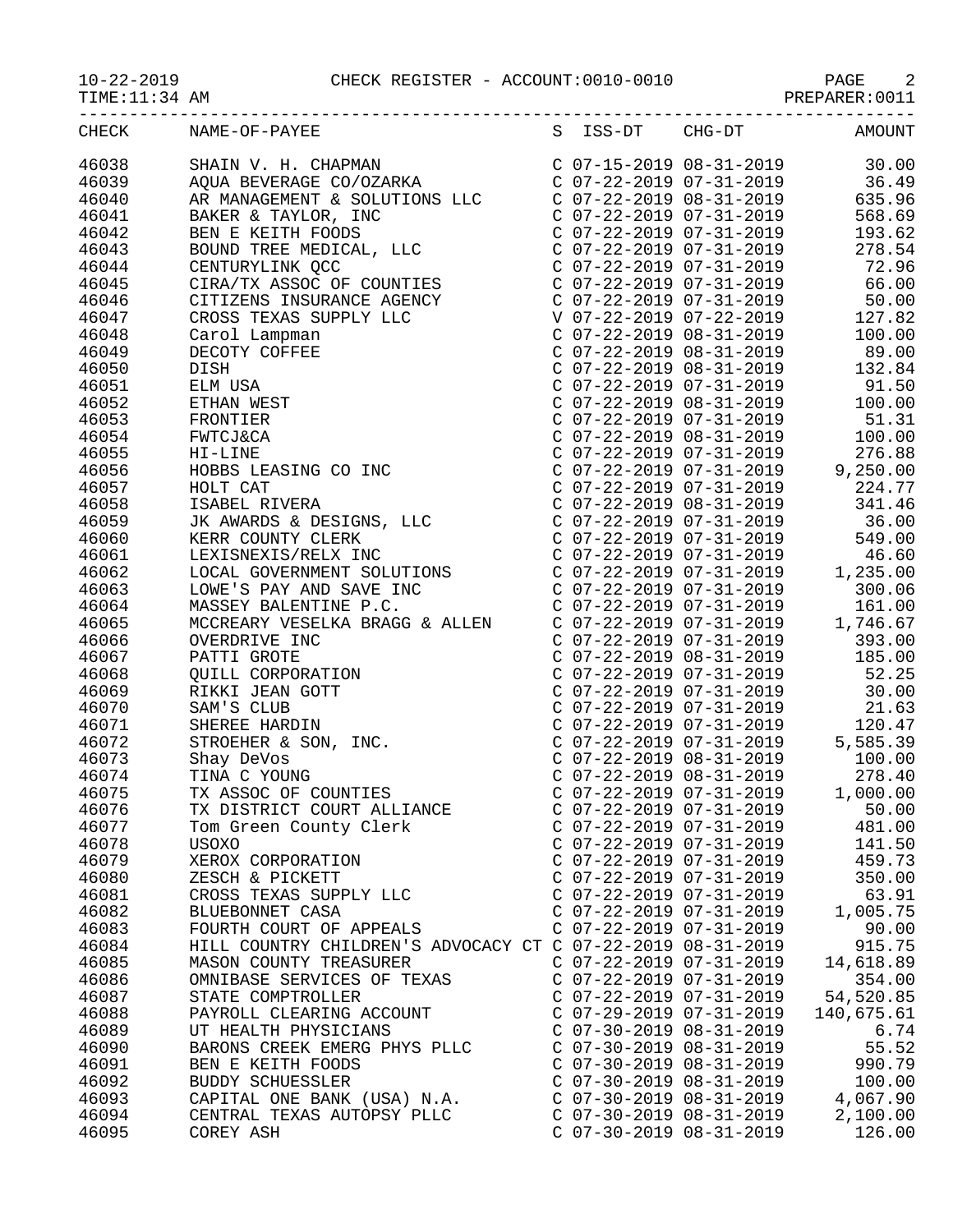CHECK REGISTER - ACCOUNT:0010-0010

| CHECK | NAME-OF-PAYEE | S | ISS-DT | CHG-DT | AMOUNT |
|---|---|---|---|---|---|
| 46038 | SHAIN V. H. CHAPMAN | C | 07-15-2019 | 08-31-2019 | 30.00 |
| 46039 | AQUA BEVERAGE CO/OZARKA | C | 07-22-2019 | 07-31-2019 | 36.49 |
| 46040 | AR MANAGEMENT & SOLUTIONS LLC | C | 07-22-2019 | 08-31-2019 | 635.96 |
| 46041 | BAKER & TAYLOR, INC | C | 07-22-2019 | 07-31-2019 | 568.69 |
| 46042 | BEN E KEITH FOODS | C | 07-22-2019 | 07-31-2019 | 193.62 |
| 46043 | BOUND TREE MEDICAL, LLC | C | 07-22-2019 | 07-31-2019 | 278.54 |
| 46044 | CENTURYLINK QCC | C | 07-22-2019 | 07-31-2019 | 72.96 |
| 46045 | CIRA/TX ASSOC OF COUNTIES | C | 07-22-2019 | 07-31-2019 | 66.00 |
| 46046 | CITIZENS INSURANCE AGENCY | C | 07-22-2019 | 07-31-2019 | 50.00 |
| 46047 | CROSS TEXAS SUPPLY LLC | V | 07-22-2019 | 07-22-2019 | 127.82 |
| 46048 | Carol Lampman | C | 07-22-2019 | 08-31-2019 | 100.00 |
| 46049 | DECOTY COFFEE | C | 07-22-2019 | 08-31-2019 | 89.00 |
| 46050 | DISH | C | 07-22-2019 | 08-31-2019 | 132.84 |
| 46051 | ELM USA | C | 07-22-2019 | 07-31-2019 | 91.50 |
| 46052 | ETHAN WEST | C | 07-22-2019 | 08-31-2019 | 100.00 |
| 46053 | FRONTIER | C | 07-22-2019 | 07-31-2019 | 51.31 |
| 46054 | FWTCJ&CA | C | 07-22-2019 | 08-31-2019 | 100.00 |
| 46055 | HI-LINE | C | 07-22-2019 | 07-31-2019 | 276.88 |
| 46056 | HOBBS LEASING CO INC | C | 07-22-2019 | 07-31-2019 | 9,250.00 |
| 46057 | HOLT CAT | C | 07-22-2019 | 07-31-2019 | 224.77 |
| 46058 | ISABEL RIVERA | C | 07-22-2019 | 08-31-2019 | 341.46 |
| 46059 | JK AWARDS & DESIGNS, LLC | C | 07-22-2019 | 07-31-2019 | 36.00 |
| 46060 | KERR COUNTY CLERK | C | 07-22-2019 | 07-31-2019 | 549.00 |
| 46061 | LEXISNEXIS/RELX INC | C | 07-22-2019 | 07-31-2019 | 46.60 |
| 46062 | LOCAL GOVERNMENT SOLUTIONS | C | 07-22-2019 | 07-31-2019 | 1,235.00 |
| 46063 | LOWE'S PAY AND SAVE INC | C | 07-22-2019 | 07-31-2019 | 300.06 |
| 46064 | MASSEY BALENTINE P.C. | C | 07-22-2019 | 07-31-2019 | 161.00 |
| 46065 | MCCREARY VESELKA BRAGG & ALLEN | C | 07-22-2019 | 07-31-2019 | 1,746.67 |
| 46066 | OVERDRIVE INC | C | 07-22-2019 | 07-31-2019 | 393.00 |
| 46067 | PATTI GROTE | C | 07-22-2019 | 08-31-2019 | 185.00 |
| 46068 | QUILL CORPORATION | C | 07-22-2019 | 07-31-2019 | 52.25 |
| 46069 | RIKKI JEAN GOTT | C | 07-22-2019 | 07-31-2019 | 30.00 |
| 46070 | SAM'S CLUB | C | 07-22-2019 | 07-31-2019 | 21.63 |
| 46071 | SHEREE HARDIN | C | 07-22-2019 | 07-31-2019 | 120.47 |
| 46072 | STROEHER & SON, INC. | C | 07-22-2019 | 07-31-2019 | 5,585.39 |
| 46073 | Shay DeVos | C | 07-22-2019 | 08-31-2019 | 100.00 |
| 46074 | TINA C YOUNG | C | 07-22-2019 | 08-31-2019 | 278.40 |
| 46075 | TX ASSOC OF COUNTIES | C | 07-22-2019 | 07-31-2019 | 1,000.00 |
| 46076 | TX DISTRICT COURT ALLIANCE | C | 07-22-2019 | 07-31-2019 | 50.00 |
| 46077 | Tom Green County Clerk | C | 07-22-2019 | 07-31-2019 | 481.00 |
| 46078 | USOXO | C | 07-22-2019 | 07-31-2019 | 141.50 |
| 46079 | XEROX CORPORATION | C | 07-22-2019 | 07-31-2019 | 459.73 |
| 46080 | ZESCH & PICKETT | C | 07-22-2019 | 07-31-2019 | 350.00 |
| 46081 | CROSS TEXAS SUPPLY LLC | C | 07-22-2019 | 07-31-2019 | 63.91 |
| 46082 | BLUEBONNET CASA | C | 07-22-2019 | 07-31-2019 | 1,005.75 |
| 46083 | FOURTH COURT OF APPEALS | C | 07-22-2019 | 07-31-2019 | 90.00 |
| 46084 | HILL COUNTRY CHILDREN'S ADVOCACY CT | C | 07-22-2019 | 08-31-2019 | 915.75 |
| 46085 | MASON COUNTY TREASURER | C | 07-22-2019 | 07-31-2019 | 14,618.89 |
| 46086 | OMNIBASE SERVICES OF TEXAS | C | 07-22-2019 | 07-31-2019 | 354.00 |
| 46087 | STATE COMPTROLLER | C | 07-22-2019 | 07-31-2019 | 54,520.85 |
| 46088 | PAYROLL CLEARING ACCOUNT | C | 07-29-2019 | 07-31-2019 | 140,675.61 |
| 46089 | UT HEALTH PHYSICIANS | C | 07-30-2019 | 08-31-2019 | 6.74 |
| 46090 | BARONS CREEK EMERG PHYS PLLC | C | 07-30-2019 | 08-31-2019 | 55.52 |
| 46091 | BEN E KEITH FOODS | C | 07-30-2019 | 08-31-2019 | 990.79 |
| 46092 | BUDDY SCHUESSLER | C | 07-30-2019 | 08-31-2019 | 100.00 |
| 46093 | CAPITAL ONE BANK (USA) N.A. | C | 07-30-2019 | 08-31-2019 | 4,067.90 |
| 46094 | CENTRAL TEXAS AUTOPSY PLLC | C | 07-30-2019 | 08-31-2019 | 2,100.00 |
| 46095 | COREY ASH | C | 07-30-2019 | 08-31-2019 | 126.00 |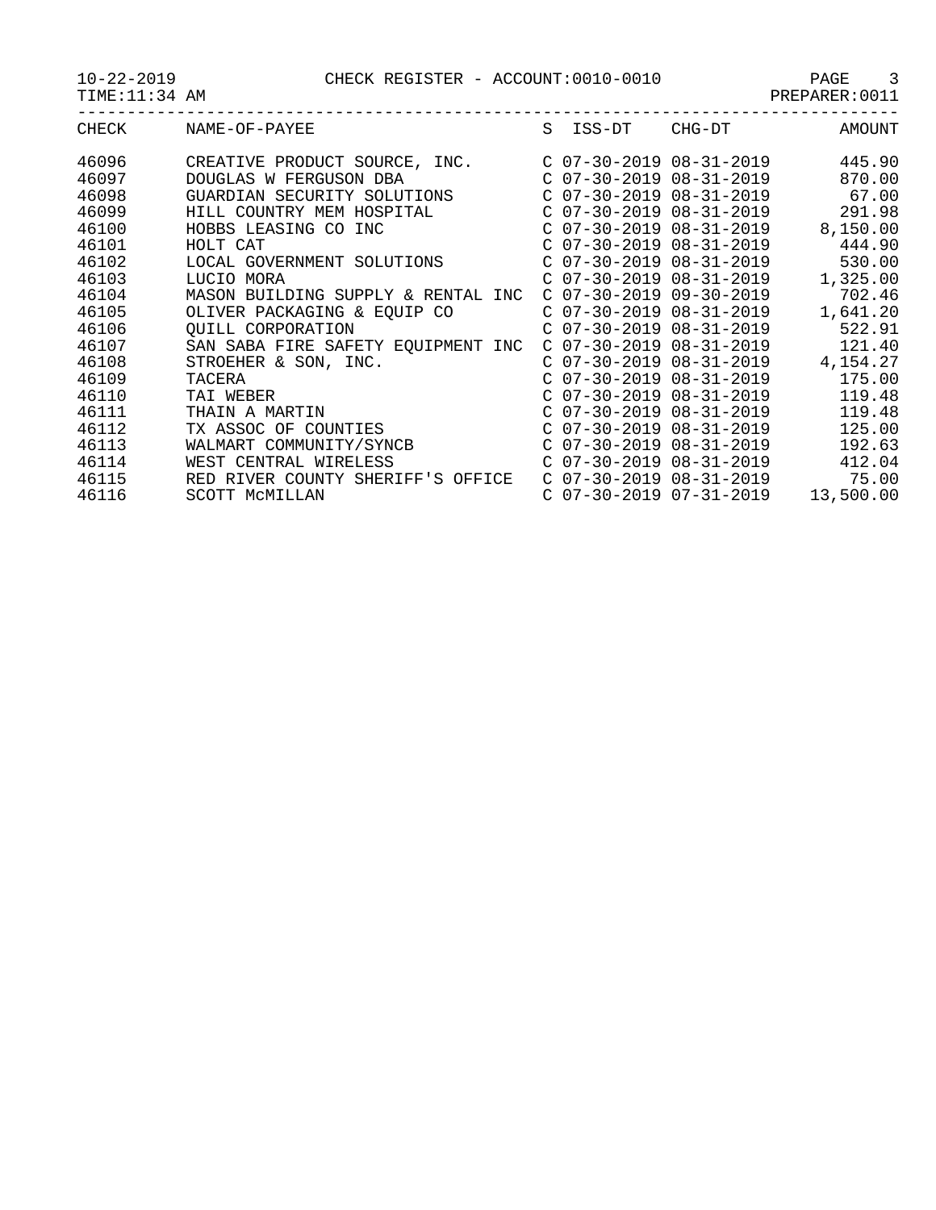CHECK REGISTER - ACCOUNT:0010-0010

PREPARER:0011

| CHECK | NAME-OF-PAYEE | S | ISS-DT | CHG-DT | AMOUNT |
|---|---|---|---|---|---|
| 46096 | CREATIVE PRODUCT SOURCE, INC. | C | 07-30-2019 | 08-31-2019 | 445.90 |
| 46097 | DOUGLAS W FERGUSON DBA | C | 07-30-2019 | 08-31-2019 | 870.00 |
| 46098 | GUARDIAN SECURITY SOLUTIONS | C | 07-30-2019 | 08-31-2019 | 67.00 |
| 46099 | HILL COUNTRY MEM HOSPITAL | C | 07-30-2019 | 08-31-2019 | 291.98 |
| 46100 | HOBBS LEASING CO INC | C | 07-30-2019 | 08-31-2019 | 8,150.00 |
| 46101 | HOLT CAT | C | 07-30-2019 | 08-31-2019 | 444.90 |
| 46102 | LOCAL GOVERNMENT SOLUTIONS | C | 07-30-2019 | 08-31-2019 | 530.00 |
| 46103 | LUCIO MORA | C | 07-30-2019 | 08-31-2019 | 1,325.00 |
| 46104 | MASON BUILDING SUPPLY & RENTAL INC | C | 07-30-2019 | 09-30-2019 | 702.46 |
| 46105 | OLIVER PACKAGING & EQUIP CO | C | 07-30-2019 | 08-31-2019 | 1,641.20 |
| 46106 | QUILL CORPORATION | C | 07-30-2019 | 08-31-2019 | 522.91 |
| 46107 | SAN SABA FIRE SAFETY EQUIPMENT INC | C | 07-30-2019 | 08-31-2019 | 121.40 |
| 46108 | STROEHER & SON, INC. | C | 07-30-2019 | 08-31-2019 | 4,154.27 |
| 46109 | TACERA | C | 07-30-2019 | 08-31-2019 | 175.00 |
| 46110 | TAI WEBER | C | 07-30-2019 | 08-31-2019 | 119.48 |
| 46111 | THAIN A MARTIN | C | 07-30-2019 | 08-31-2019 | 119.48 |
| 46112 | TX ASSOC OF COUNTIES | C | 07-30-2019 | 08-31-2019 | 125.00 |
| 46113 | WALMART COMMUNITY/SYNCB | C | 07-30-2019 | 08-31-2019 | 192.63 |
| 46114 | WEST CENTRAL WIRELESS | C | 07-30-2019 | 08-31-2019 | 412.04 |
| 46115 | RED RIVER COUNTY SHERIFF'S OFFICE | C | 07-30-2019 | 08-31-2019 | 75.00 |
| 46116 | SCOTT McMILLAN | C | 07-30-2019 | 07-31-2019 | 13,500.00 |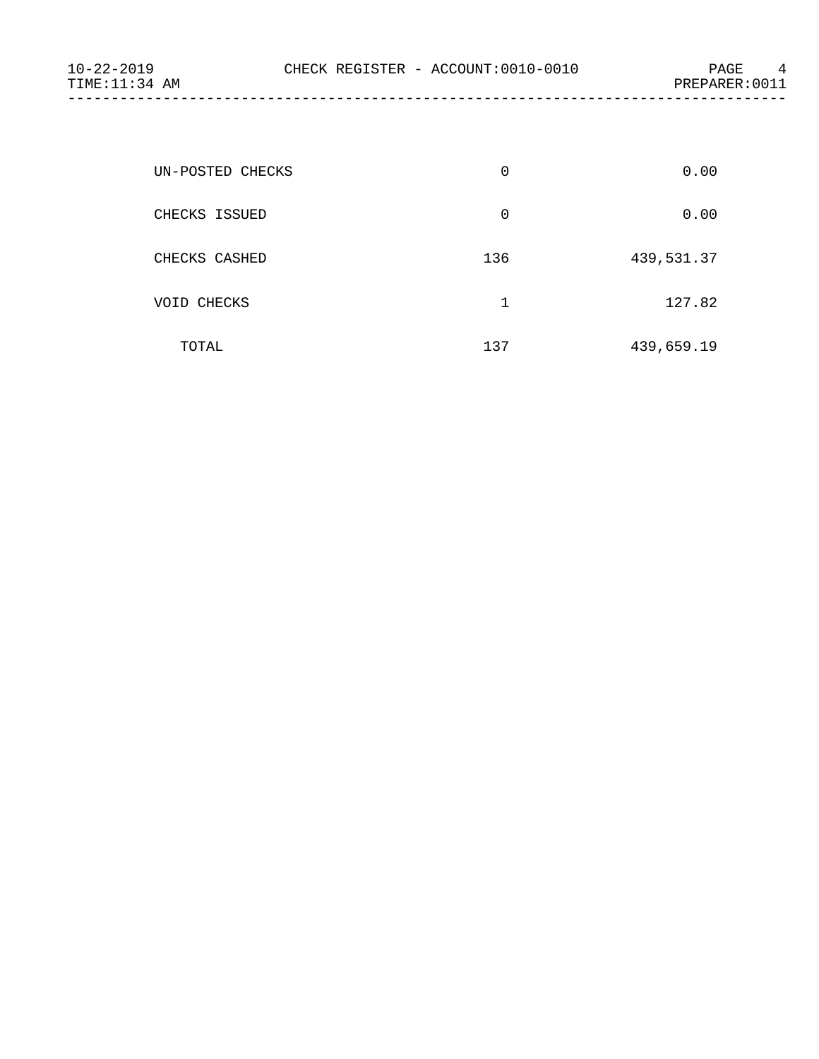| | | |
|---|---|---|
| UN-POSTED CHECKS | 0 | 0.00 |
| CHECKS ISSUED | 0 | 0.00 |
| CHECKS CASHED | 136 | 439,531.37 |
| VOID CHECKS | 1 | 127.82 |
| TOTAL | 137 | 439,659.19 |